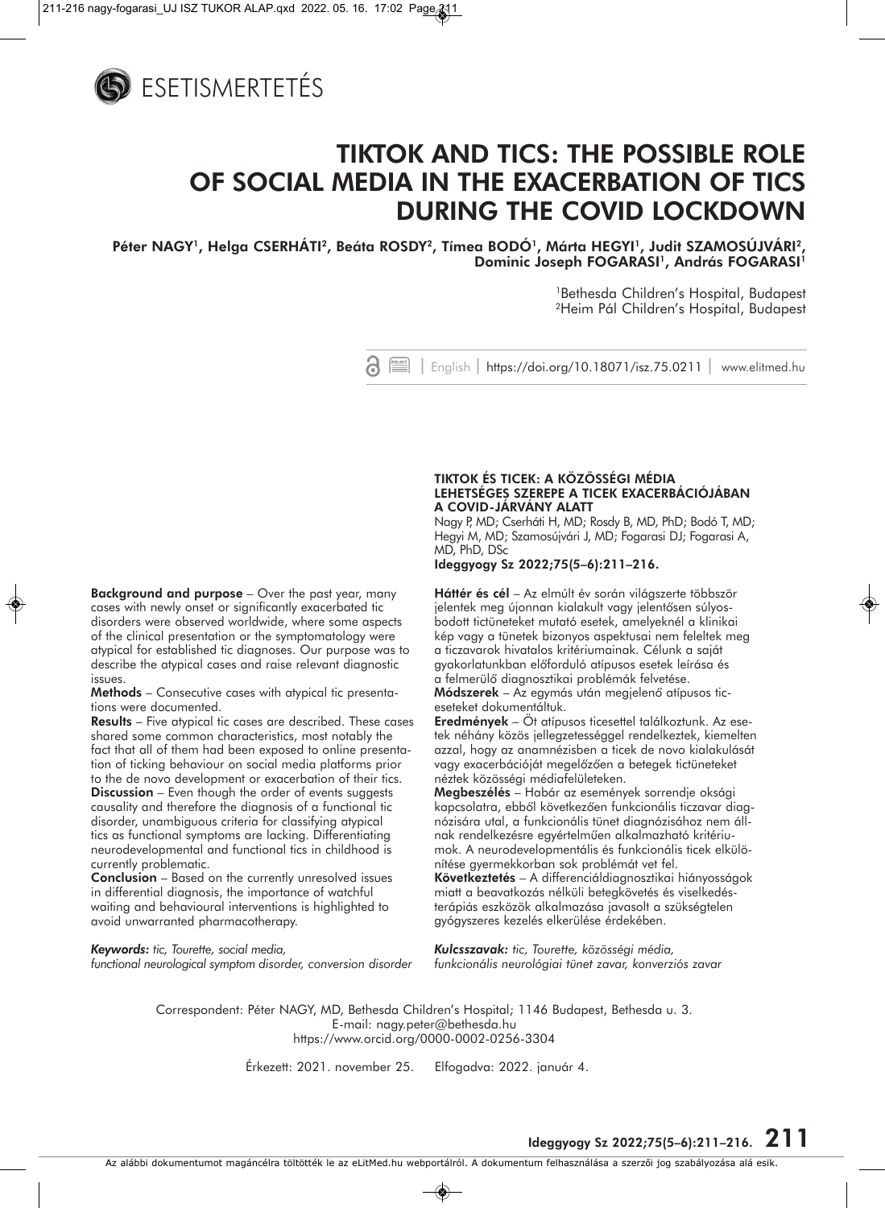ESETISMERTETÉS

# TIKTOK AND TICS: THE POSSIBLE ROLE OF SOCIAL MEDIA IN THE EXACERBATION OF TICS DURING THE COVID LOCKDOWN

**Péter NAGY[1], Helga CSERHÁTI[2], Beáta ROSDY[2], Tímea BODÓ[1], Márta HEGYI[1], Judit SZAMOSÚJVÁRI[2], Dominic Joseph FOGARASI[1], András FOGARASI[1]**

[1]Bethesda Children's Hospital, Budapest
[2]Heim Pál Children's Hospital, Budapest

| English | https://doi.org/10.18071/isz.75.0211 | www.elitmed.hu

**Background and purpose** – Over the past year, many cases with newly onset or significantly exacerbated tic disorders were observed worldwide, where some aspects of the clinical presentation or the symptomatology were atypical for established tic diagnoses. Our purpose was to describe the atypical cases and raise relevant diagnostic issues.

**Methods** – Consecutive cases with atypical tic presentations were documented.

**Results** – Five atypical tic cases are described. These cases shared some common characteristics, most notably the fact that all of them had been exposed to online presentation of ticking behaviour on social media platforms prior to the de novo development or exacerbation of their tics.

**Discussion** – Even though the order of events suggests causality and therefore the diagnosis of a functional tic disorder, unambiguous criteria for classifying atypical tics as functional symptoms are lacking. Differentiating neurodevelopmental and functional tics in childhood is currently problematic.

**Conclusion** – Based on the currently unresolved issues in differential diagnosis, the importance of watchful waiting and behavioural interventions is highlighted to avoid unwarranted pharmacotherapy.

***Keywords:*** *tic, Tourette, social media, functional neurological symptom disorder, conversion disorder*

**TIKTOK ÉS TICEK: A KÖZÖSSÉGI MÉDIA LEHETSÉGES SZEREPE A TICEK EXACERBÁCIÓJÁBAN A COVID-JÁRVÁNY ALATT**

Nagy P, MD; Cserháti H, MD; Rosdy B, MD, PhD; Bodó T, MD; Hegyi M, MD; Szamosújvári J, MD; Fogarasi DJ; Fogarasi A, MD, PhD, DSc

**Ideggyogy Sz 2022;75(5–6):211–216.**

**Háttér és cél** – Az elmúlt év során világszerte többször jelentek meg újonnan kialakult vagy jelentősen súlyosbodott tictüneteket mutató esetek, amelyeknél a klinikai kép vagy a tünetek bizonyos aspektusai nem feleltek meg a ticzavarok hivatalos kritériumainak. Célunk a saját gyakorlatunkban előforduló atípusos esetek leírása és a felmerülő diagnosztikai problémák felvetése.

**Módszerek** – Az egymás után megjelenő atípusos ticeseteket dokumentáltuk.

**Eredmények** – Öt atípusos ticesettel találkoztunk. Az esetek néhány közös jellegzetességgel rendelkeztek, kiemelten azzal, hogy az anamnézisben a ticek de novo kialakulását vagy exacerbációját megelőzően a betegek tictüneteket néztek közösségi médiafelületeken.

**Megbeszélés** – Habár az események sorrendje oksági kapcsolatra, ebből következően funkcionális ticzavar diagnózisára utal, a funkcionális tünet diagnózisához nem állnak rendelkezésre egyértelműen alkalmazható kritériumok. A neurodevelopmentális és funkcionális ticek elkülönítése gyermekkorban sok problémát vet fel.

**Következtetés** – A differenciáldiagnosztikai hiányosságok miatt a beavatkozás nélküli betegkövetés és viselkedésterápiás eszközök alkalmazása javasolt a szükségtelen gyógyszeres kezelés elkerülése érdekében.

***Kulcsszavak:*** *tic, Tourette, közösségi média, funkcionális neurológiai tünet zavar, konverziós zavar*

Correspondent: Péter NAGY, MD, Bethesda Children's Hospital; 1146 Budapest, Bethesda u. 3.
E-mail: nagy.peter@bethesda.hu
https://www.orcid.org/0000-0002-0256-3304

Érkezett: 2021. november 25. Elfogadva: 2022. január 4.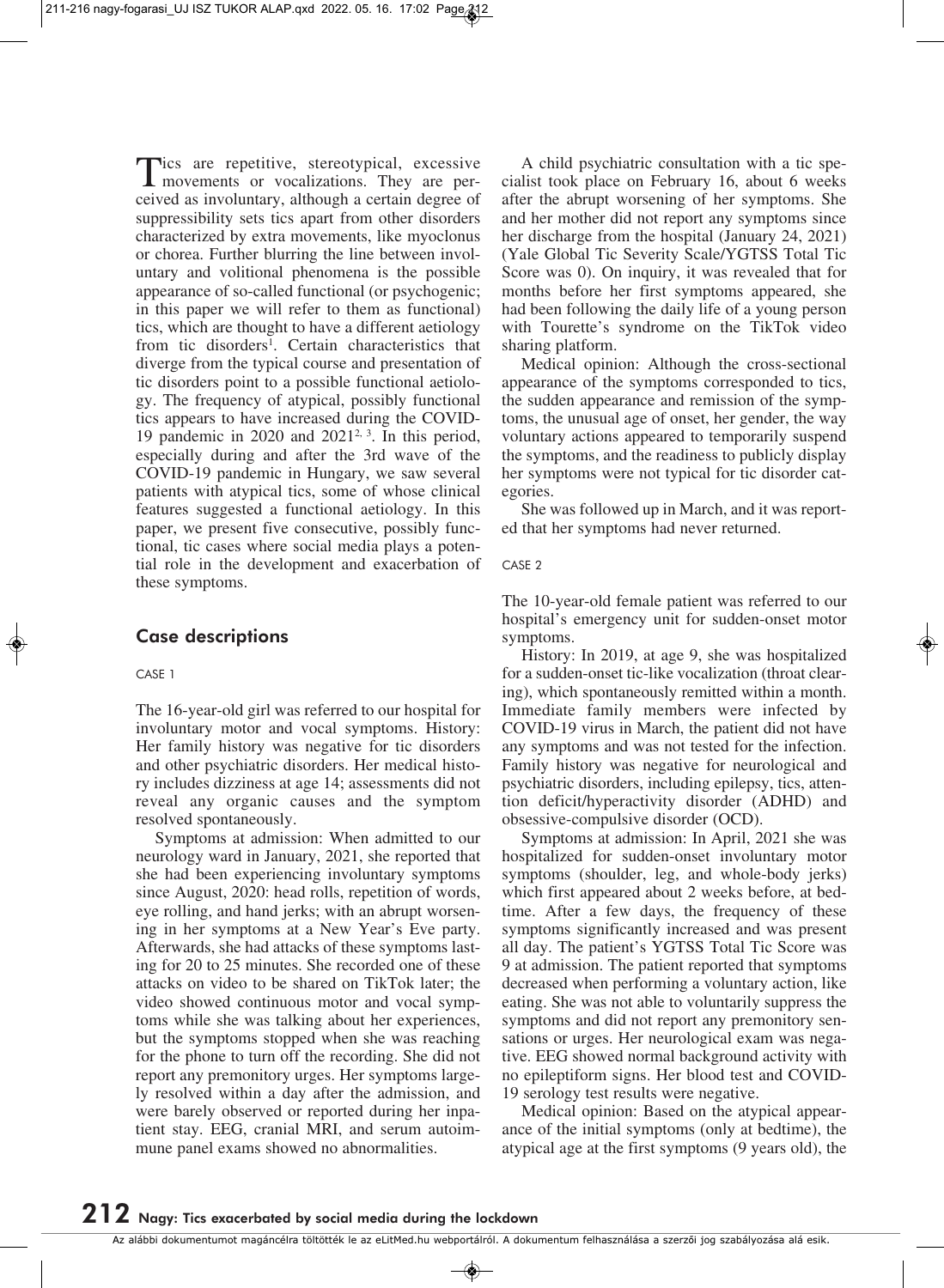Tics are repetitive, stereotypical, excessive movements or vocalizations. They are perceived as involuntary, although a certain degree of suppressibility sets tics apart from other disorders characterized by extra movements, like myoclonus or chorea. Further blurring the line between involuntary and volitional phenomena is the possible appearance of so-called functional (or psychogenic; in this paper we will refer to them as functional) tics, which are thought to have a different aetiology from tic disorders[1]. Certain characteristics that diverge from the typical course and presentation of tic disorders point to a possible functional aetiology. The frequency of atypical, possibly functional tics appears to have increased during the COVID-19 pandemic in 2020 and 2021[2, 3]. In this period, especially during and after the 3rd wave of the COVID-19 pandemic in Hungary, we saw several patients with atypical tics, some of whose clinical features suggested a functional aetiology. In this paper, we present five consecutive, possibly functional, tic cases where social media plays a potential role in the development and exacerbation of these symptoms.

## Case descriptions

### CASE 1

The 16-year-old girl was referred to our hospital for involuntary motor and vocal symptoms. History: Her family history was negative for tic disorders and other psychiatric disorders. Her medical history includes dizziness at age 14; assessments did not reveal any organic causes and the symptom resolved spontaneously.

Symptoms at admission: When admitted to our neurology ward in January, 2021, she reported that she had been experiencing involuntary symptoms since August, 2020: head rolls, repetition of words, eye rolling, and hand jerks; with an abrupt worsening in her symptoms at a New Year's Eve party. Afterwards, she had attacks of these symptoms lasting for 20 to 25 minutes. She recorded one of these attacks on video to be shared on TikTok later; the video showed continuous motor and vocal symptoms while she was talking about her experiences, but the symptoms stopped when she was reaching for the phone to turn off the recording. She did not report any premonitory urges. Her symptoms largely resolved within a day after the admission, and were barely observed or reported during her inpatient stay. EEG, cranial MRI, and serum autoimmune panel exams showed no abnormalities.

A child psychiatric consultation with a tic specialist took place on February 16, about 6 weeks after the abrupt worsening of her symptoms. She and her mother did not report any symptoms since her discharge from the hospital (January 24, 2021) (Yale Global Tic Severity Scale/YGTSS Total Tic Score was 0). On inquiry, it was revealed that for months before her first symptoms appeared, she had been following the daily life of a young person with Tourette's syndrome on the TikTok video sharing platform.

Medical opinion: Although the cross-sectional appearance of the symptoms corresponded to tics, the sudden appearance and remission of the symptoms, the unusual age of onset, her gender, the way voluntary actions appeared to temporarily suspend the symptoms, and the readiness to publicly display her symptoms were not typical for tic disorder categories.

She was followed up in March, and it was reported that her symptoms had never returned.

### CASE 2

The 10-year-old female patient was referred to our hospital's emergency unit for sudden-onset motor symptoms.

History: In 2019, at age 9, she was hospitalized for a sudden-onset tic-like vocalization (throat clearing), which spontaneously remitted within a month. Immediate family members were infected by COVID-19 virus in March, the patient did not have any symptoms and was not tested for the infection. Family history was negative for neurological and psychiatric disorders, including epilepsy, tics, attention deficit/hyperactivity disorder (ADHD) and obsessive-compulsive disorder (OCD).

Symptoms at admission: In April, 2021 she was hospitalized for sudden-onset involuntary motor symptoms (shoulder, leg, and whole-body jerks) which first appeared about 2 weeks before, at bedtime. After a few days, the frequency of these symptoms significantly increased and was present all day. The patient's YGTSS Total Tic Score was 9 at admission. The patient reported that symptoms decreased when performing a voluntary action, like eating. She was not able to voluntarily suppress the symptoms and did not report any premonitory sensations or urges. Her neurological exam was negative. EEG showed normal background activity with no epileptiform signs. Her blood test and COVID-19 serology test results were negative.

Medical opinion: Based on the atypical appearance of the initial symptoms (only at bedtime), the atypical age at the first symptoms (9 years old), the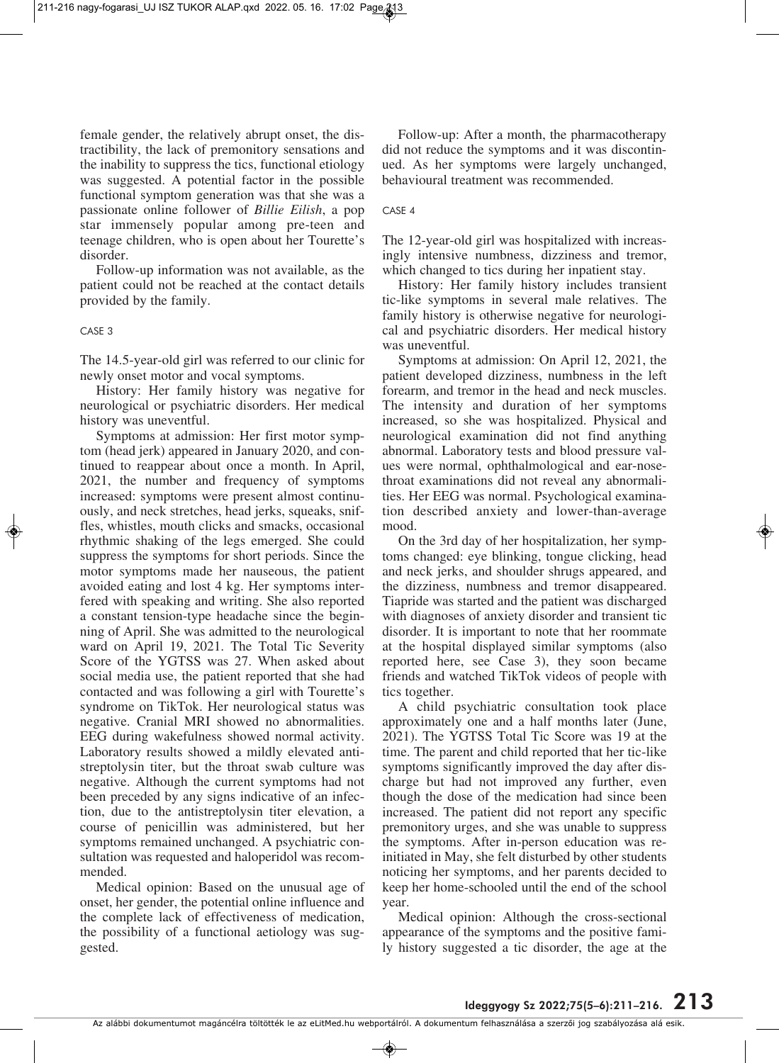female gender, the relatively abrupt onset, the distractibility, the lack of premonitory sensations and the inability to suppress the tics, functional etiology was suggested. A potential factor in the possible functional symptom generation was that she was a passionate online follower of *Billie Eilish*, a pop star immensely popular among pre-teen and teenage children, who is open about her Tourette's disorder.

Follow-up information was not available, as the patient could not be reached at the contact details provided by the family.

### CASE 3

The 14.5-year-old girl was referred to our clinic for newly onset motor and vocal symptoms.

History: Her family history was negative for neurological or psychiatric disorders. Her medical history was uneventful.

Symptoms at admission: Her first motor symptom (head jerk) appeared in January 2020, and continued to reappear about once a month. In April, 2021, the number and frequency of symptoms increased: symptoms were present almost continuously, and neck stretches, head jerks, squeaks, sniffles, whistles, mouth clicks and smacks, occasional rhythmic shaking of the legs emerged. She could suppress the symptoms for short periods. Since the motor symptoms made her nauseous, the patient avoided eating and lost 4 kg. Her symptoms interfered with speaking and writing. She also reported a constant tension-type headache since the beginning of April. She was admitted to the neurological ward on April 19, 2021. The Total Tic Severity Score of the YGTSS was 27. When asked about social media use, the patient reported that she had contacted and was following a girl with Tourette's syndrome on TikTok. Her neurological status was negative. Cranial MRI showed no abnormalities. EEG during wakefulness showed normal activity. Laboratory results showed a mildly elevated antistreptolysin titer, but the throat swab culture was negative. Although the current symptoms had not been preceded by any signs indicative of an infection, due to the antistreptolysin titer elevation, a course of penicillin was administered, but her symptoms remained unchanged. A psychiatric consultation was requested and haloperidol was recommended.

Medical opinion: Based on the unusual age of onset, her gender, the potential online influence and the complete lack of effectiveness of medication, the possibility of a functional aetiology was suggested.

Follow-up: After a month, the pharmacotherapy did not reduce the symptoms and it was discontinued. As her symptoms were largely unchanged, behavioural treatment was recommended.

### CASE 4

The 12-year-old girl was hospitalized with increasingly intensive numbness, dizziness and tremor, which changed to tics during her inpatient stay.

History: Her family history includes transient tic-like symptoms in several male relatives. The family history is otherwise negative for neurological and psychiatric disorders. Her medical history was uneventful.

Symptoms at admission: On April 12, 2021, the patient developed dizziness, numbness in the left forearm, and tremor in the head and neck muscles. The intensity and duration of her symptoms increased, so she was hospitalized. Physical and neurological examination did not find anything abnormal. Laboratory tests and blood pressure values were normal, ophthalmological and ear-nose-throat examinations did not reveal any abnormalities. Her EEG was normal. Psychological examination described anxiety and lower-than-average mood.

On the 3rd day of her hospitalization, her symptoms changed: eye blinking, tongue clicking, head and neck jerks, and shoulder shrugs appeared, and the dizziness, numbness and tremor disappeared. Tiapride was started and the patient was discharged with diagnoses of anxiety disorder and transient tic disorder. It is important to note that her roommate at the hospital displayed similar symptoms (also reported here, see Case 3), they soon became friends and watched TikTok videos of people with tics together.

A child psychiatric consultation took place approximately one and a half months later (June, 2021). The YGTSS Total Tic Score was 19 at the time. The parent and child reported that her tic-like symptoms significantly improved the day after discharge but had not improved any further, even though the dose of the medication had since been increased. The patient did not report any specific premonitory urges, and she was unable to suppress the symptoms. After in-person education was re-initiated in May, she felt disturbed by other students noticing her symptoms, and her parents decided to keep her home-schooled until the end of the school year.

Medical opinion: Although the cross-sectional appearance of the symptoms and the positive family history suggested a tic disorder, the age at the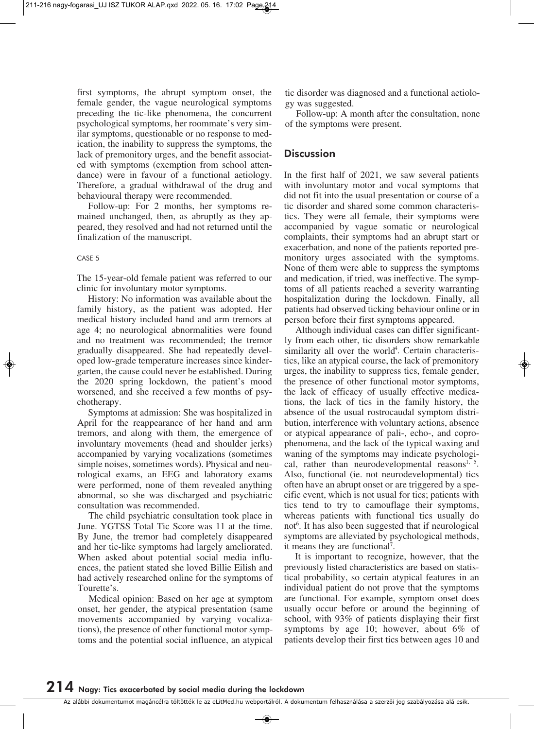first symptoms, the abrupt symptom onset, the female gender, the vague neurological symptoms preceding the tic-like phenomena, the concurrent psychological symptoms, her roommate's very similar symptoms, questionable or no response to medication, the inability to suppress the symptoms, the lack of premonitory urges, and the benefit associated with symptoms (exemption from school attendance) were in favour of a functional aetiology. Therefore, a gradual withdrawal of the drug and behavioural therapy were recommended.

Follow-up: For 2 months, her symptoms remained unchanged, then, as abruptly as they appeared, they resolved and had not returned until the finalization of the manuscript.

CASE 5

The 15-year-old female patient was referred to our clinic for involuntary motor symptoms.

History: No information was available about the family history, as the patient was adopted. Her medical history included hand and arm tremors at age 4; no neurological abnormalities were found and no treatment was recommended; the tremor gradually disappeared. She had repeatedly developed low-grade temperature increases since kindergarten, the cause could never be established. During the 2020 spring lockdown, the patient's mood worsened, and she received a few months of psychotherapy.

Symptoms at admission: She was hospitalized in April for the reappearance of her hand and arm tremors, and along with them, the emergence of involuntary movements (head and shoulder jerks) accompanied by varying vocalizations (sometimes simple noises, sometimes words). Physical and neurological exams, an EEG and laboratory exams were performed, none of them revealed anything abnormal, so she was discharged and psychiatric consultation was recommended.

The child psychiatric consultation took place in June. YGTSS Total Tic Score was 11 at the time. By June, the tremor had completely disappeared and her tic-like symptoms had largely ameliorated. When asked about potential social media influences, the patient stated she loved Billie Eilish and had actively researched online for the symptoms of Tourette's.

Medical opinion: Based on her age at symptom onset, her gender, the atypical presentation (same movements accompanied by varying vocalizations), the presence of other functional motor symptoms and the potential social influence, an atypical tic disorder was diagnosed and a functional aetiology was suggested.

Follow-up: A month after the consultation, none of the symptoms were present.

## Discussion

In the first half of 2021, we saw several patients with involuntary motor and vocal symptoms that did not fit into the usual presentation or course of a tic disorder and shared some common characteristics. They were all female, their symptoms were accompanied by vague somatic or neurological complaints, their symptoms had an abrupt start or exacerbation, and none of the patients reported premonitory urges associated with the symptoms. None of them were able to suppress the symptoms and medication, if tried, was ineffective. The symptoms of all patients reached a severity warranting hospitalization during the lockdown. Finally, all patients had observed ticking behaviour online or in person before their first symptoms appeared.

Although individual cases can differ significantly from each other, tic disorders show remarkable similarity all over the world[4]. Certain characteristics, like an atypical course, the lack of premonitory urges, the inability to suppress tics, female gender, the presence of other functional motor symptoms, the lack of efficacy of usually effective medications, the lack of tics in the family history, the absence of the usual rostrocaudal symptom distribution, interference with voluntary actions, absence or atypical appearance of pali-, echo-, and coprophenomena, and the lack of the typical waxing and waning of the symptoms may indicate psychological, rather than neurodevelopmental reasons[1, 5]. Also, functional (ie. not neurodevelopmental) tics often have an abrupt onset or are triggered by a specific event, which is not usual for tics; patients with tics tend to try to camouflage their symptoms, whereas patients with functional tics usually do not[6]. It has also been suggested that if neurological symptoms are alleviated by psychological methods, it means they are functional[7].

It is important to recognize, however, that the previously listed characteristics are based on statistical probability, so certain atypical features in an individual patient do not prove that the symptoms are functional. For example, symptom onset does usually occur before or around the beginning of school, with 93% of patients displaying their first symptoms by age 10; however, about 6% of patients develop their first tics between ages 10 and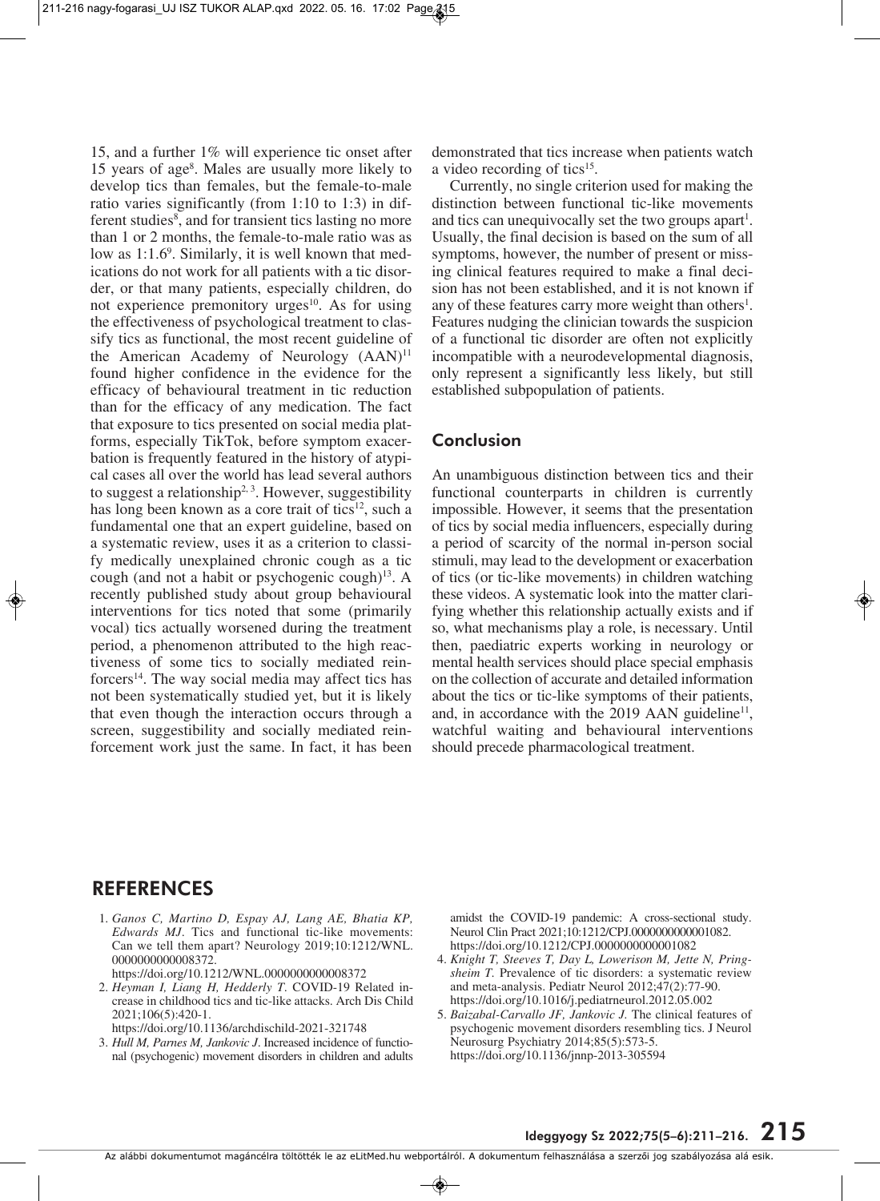15, and a further 1% will experience tic onset after 15 years of age[8]. Males are usually more likely to develop tics than females, but the female-to-male ratio varies significantly (from 1:10 to 1:3) in different studies[8], and for transient tics lasting no more than 1 or 2 months, the female-to-male ratio was as low as 1:1.6[9]. Similarly, it is well known that medications do not work for all patients with a tic disorder, or that many patients, especially children, do not experience premonitory urges[10]. As for using the effectiveness of psychological treatment to classify tics as functional, the most recent guideline of the American Academy of Neurology (AAN)[11] found higher confidence in the evidence for the efficacy of behavioural treatment in tic reduction than for the efficacy of any medication. The fact that exposure to tics presented on social media platforms, especially TikTok, before symptom exacerbation is frequently featured in the history of atypical cases all over the world has lead several authors to suggest a relationship[2, 3]. However, suggestibility has long been known as a core trait of tics[12], such a fundamental one that an expert guideline, based on a systematic review, uses it as a criterion to classify medically unexplained chronic cough as a tic cough (and not a habit or psychogenic cough)[13]. A recently published study about group behavioural interventions for tics noted that some (primarily vocal) tics actually worsened during the treatment period, a phenomenon attributed to the high reactiveness of some tics to socially mediated reinforcers[14]. The way social media may affect tics has not been systematically studied yet, but it is likely that even though the interaction occurs through a screen, suggestibility and socially mediated reinforcement work just the same. In fact, it has been demonstrated that tics increase when patients watch a video recording of tics[15].

Currently, no single criterion used for making the distinction between functional tic-like movements and tics can unequivocally set the two groups apart[1]. Usually, the final decision is based on the sum of all symptoms, however, the number of present or missing clinical features required to make a final decision has not been established, and it is not known if any of these features carry more weight than others[1]. Features nudging the clinician towards the suspicion of a functional tic disorder are often not explicitly incompatible with a neurodevelopmental diagnosis, only represent a significantly less likely, but still established subpopulation of patients.

## Conclusion

An unambiguous distinction between tics and their functional counterparts in children is currently impossible. However, it seems that the presentation of tics by social media influencers, especially during a period of scarcity of the normal in-person social stimuli, may lead to the development or exacerbation of tics (or tic-like movements) in children watching these videos. A systematic look into the matter clarifying whether this relationship actually exists and if so, what mechanisms play a role, is necessary. Until then, paediatric experts working in neurology or mental health services should place special emphasis on the collection of accurate and detailed information about the tics or tic-like symptoms of their patients, and, in accordance with the 2019 AAN guideline[11], watchful waiting and behavioural interventions should precede pharmacological treatment.

## REFERENCES

1. *Ganos C, Martino D, Espay AJ, Lang AE, Bhatia KP, Edwards MJ.* Tics and functional tic-like movements: Can we tell them apart? Neurology 2019;10:1212/WNL.0000000000008372. https://doi.org/10.1212/WNL.0000000000008372
2. *Heyman I, Liang H, Hedderly T.* COVID-19 Related increase in childhood tics and tic-like attacks. Arch Dis Child 2021;106(5):420-1. https://doi.org/10.1136/archdischild-2021-321748
3. *Hull M, Parnes M, Jankovic J.* Increased incidence of functional (psychogenic) movement disorders in children and adults amidst the COVID-19 pandemic: A cross-sectional study. Neurol Clin Pract 2021;10:1212/CPJ.0000000000001082. https://doi.org/10.1212/CPJ.0000000000001082
4. *Knight T, Steeves T, Day L, Lowerison M, Jette N, Pringsheim T.* Prevalence of tic disorders: a systematic review and meta-analysis. Pediatr Neurol 2012;47(2):77-90. https://doi.org/10.1016/j.pediatrneurol.2012.05.002
5. *Baizabal-Carvallo JF, Jankovic J.* The clinical features of psychogenic movement disorders resembling tics. J Neurol Neurosurg Psychiatry 2014;85(5):573-5. https://doi.org/10.1136/jnnp-2013-305594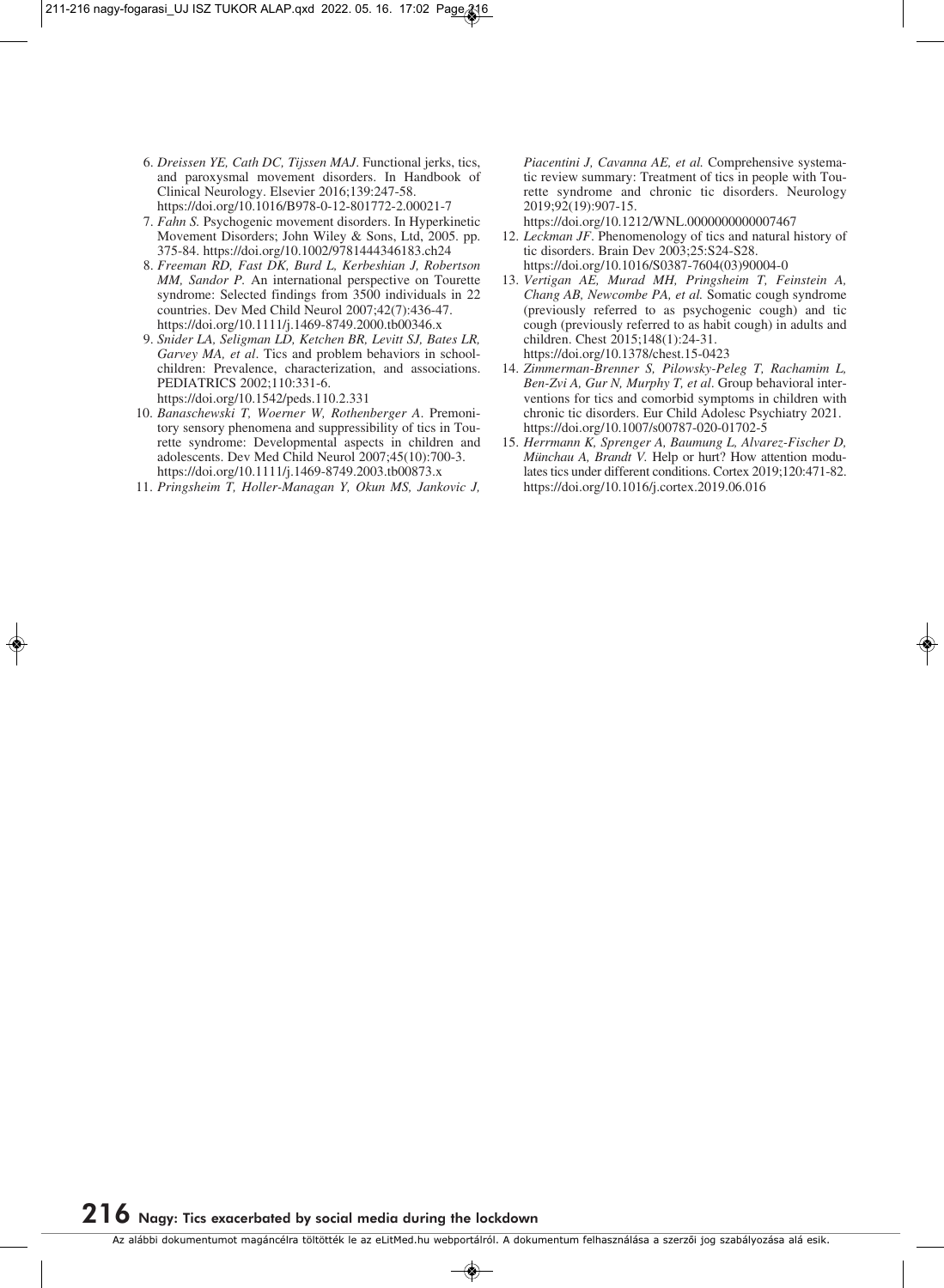6. *Dreissen YE, Cath DC, Tijssen MAJ*. Functional jerks, tics, and paroxysmal movement disorders. In Handbook of Clinical Neurology. Elsevier 2016;139:247-58. https://doi.org/10.1016/B978-0-12-801772-2.00021-7
7. *Fahn S.* Psychogenic movement disorders. In Hyperkinetic Movement Disorders; John Wiley & Sons, Ltd, 2005. pp. 375-84. https://doi.org/10.1002/9781444346183.ch24
8. *Freeman RD, Fast DK, Burd L, Kerbeshian J, Robertson MM, Sandor P.* An international perspective on Tourette syndrome: Selected findings from 3500 individuals in 22 countries. Dev Med Child Neurol 2007;42(7):436-47. https://doi.org/10.1111/j.1469-8749.2000.tb00346.x
9. *Snider LA, Seligman LD, Ketchen BR, Levitt SJ, Bates LR, Garvey MA, et al*. Tics and problem behaviors in schoolchildren: Prevalence, characterization, and associations. PEDIATRICS 2002;110:331-6. https://doi.org/10.1542/peds.110.2.331
10. *Banaschewski T, Woerner W, Rothenberger A*. Premonitory sensory phenomena and suppressibility of tics in Tourette syndrome: Developmental aspects in children and adolescents. Dev Med Child Neurol 2007;45(10):700-3. https://doi.org/10.1111/j.1469-8749.2003.tb00873.x
11. *Pringsheim T, Holler-Managan Y, Okun MS, Jankovic J, Piacentini J, Cavanna AE, et al.* Comprehensive systematic review summary: Treatment of tics in people with Tourette syndrome and chronic tic disorders. Neurology 2019;92(19):907-15. https://doi.org/10.1212/WNL.0000000000007467
12. *Leckman JF*. Phenomenology of tics and natural history of tic disorders. Brain Dev 2003;25:S24-S28. https://doi.org/10.1016/S0387-7604(03)90004-0
13. *Vertigan AE, Murad MH, Pringsheim T, Feinstein A, Chang AB, Newcombe PA, et al.* Somatic cough syndrome (previously referred to as psychogenic cough) and tic cough (previously referred to as habit cough) in adults and children. Chest 2015;148(1):24-31. https://doi.org/10.1378/chest.15-0423
14. *Zimmerman-Brenner S, Pilowsky-Peleg T, Rachamim L, Ben-Zvi A, Gur N, Murphy T, et al*. Group behavioral interventions for tics and comorbid symptoms in children with chronic tic disorders. Eur Child Adolesc Psychiatry 2021. https://doi.org/10.1007/s00787-020-01702-5
15. *Herrmann K, Sprenger A, Baumung L, Alvarez-Fischer D, Münchau A, Brandt V.* Help or hurt? How attention modulates tics under different conditions. Cortex 2019;120:471-82. https://doi.org/10.1016/j.cortex.2019.06.016